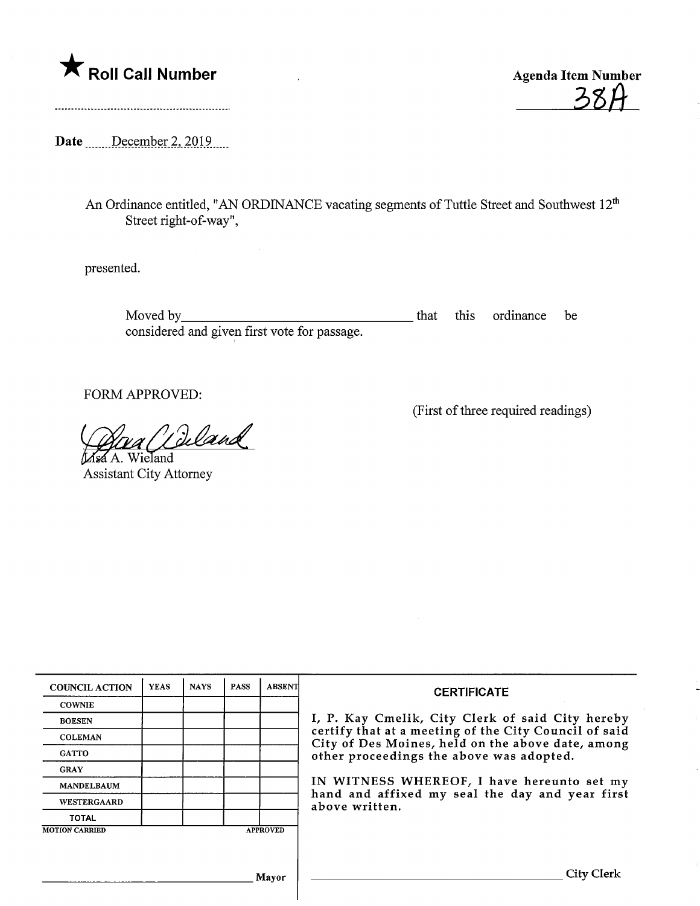★ **Roll Call Number**

**Agenda Item Number**

38A

**Date** December 2, 2019

An Ordinance entitled, "AN ORDINANCE vacating segments of Tuttle Street and Southwest 12th Street right-of-way",

presented.

Moved by\_\_\_\_\_\_\_\_\_\_\_\_\_\_\_\_\_\_\_\_\_\_\_\_\_\_\_\_\_\_\_\_ that this ordinance be considered and given first vote for passage.

FORM APPROVED:

(First of three required readings)

Lisa A. Wieland
Assistant City Attorney

| COUNCIL ACTION | YEAS | NAYS | PASS | ABSENT |
|---|---|---|---|---|
| COWNIE | | | | |
| BOESEN | | | | |
| COLEMAN | | | | |
| GATTO | | | | |
| GRAY | | | | |
| MANDELBAUM | | | | |
| WESTERGAARD | | | | |
| TOTAL | | | | |

MOTION CARRIED APPROVED

\_\_\_\_\_\_\_\_\_\_\_\_\_\_\_\_\_\_\_\_\_\_\_\_\_\_\_\_ Mayor

**CERTIFICATE**

I, P. Kay Cmelik, City Clerk of said City hereby certify that at a meeting of the City Council of said City of Des Moines, held on the above date, among other proceedings the above was adopted.

IN WITNESS WHEREOF, I have hereunto set my hand and affixed my seal the day and year first above written.

\_\_\_\_\_\_\_\_\_\_\_\_\_\_\_\_\_\_\_\_\_\_\_\_\_\_\_\_ City Clerk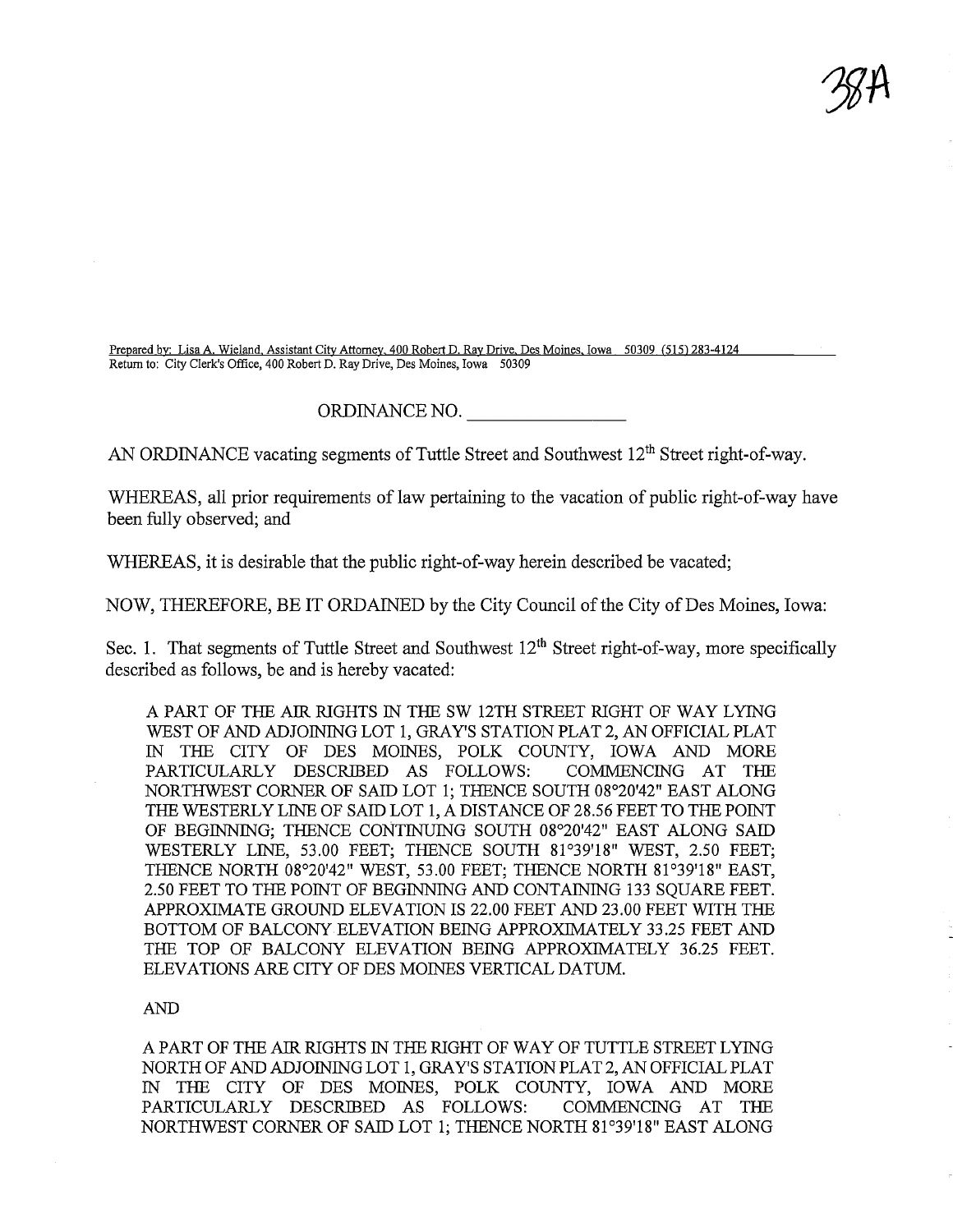38A

Prepared by: Lisa A. Wieland, Assistant City Attorney, 400 Robert D. Ray Drive, Des Moines, Iowa 50309 (515) 283-4124
Return to: City Clerk's Office, 400 Robert D. Ray Drive, Des Moines, Iowa 50309

ORDINANCE NO. ________________

AN ORDINANCE vacating segments of Tuttle Street and Southwest 12th Street right-of-way.

WHEREAS, all prior requirements of law pertaining to the vacation of public right-of-way have been fully observed; and

WHEREAS, it is desirable that the public right-of-way herein described be vacated;

NOW, THEREFORE, BE IT ORDAINED by the City Council of the City of Des Moines, Iowa:

Sec. 1. That segments of Tuttle Street and Southwest 12th Street right-of-way, more specifically described as follows, be and is hereby vacated:

> A PART OF THE AIR RIGHTS IN THE SW 12TH STREET RIGHT OF WAY LYING WEST OF AND ADJOINING LOT 1, GRAY'S STATION PLAT 2, AN OFFICIAL PLAT IN THE CITY OF DES MOINES, POLK COUNTY, IOWA AND MORE PARTICULARLY DESCRIBED AS FOLLOWS: COMMENCING AT THE NORTHWEST CORNER OF SAID LOT 1; THENCE SOUTH 08°20'42" EAST ALONG THE WESTERLY LINE OF SAID LOT 1, A DISTANCE OF 28.56 FEET TO THE POINT OF BEGINNING; THENCE CONTINUING SOUTH 08°20'42" EAST ALONG SAID WESTERLY LINE, 53.00 FEET; THENCE SOUTH 81°39'18" WEST, 2.50 FEET; THENCE NORTH 08°20'42" WEST, 53.00 FEET; THENCE NORTH 81°39'18" EAST, 2.50 FEET TO THE POINT OF BEGINNING AND CONTAINING 133 SQUARE FEET. APPROXIMATE GROUND ELEVATION IS 22.00 FEET AND 23.00 FEET WITH THE BOTTOM OF BALCONY ELEVATION BEING APPROXIMATELY 33.25 FEET AND THE TOP OF BALCONY ELEVATION BEING APPROXIMATELY 36.25 FEET. ELEVATIONS ARE CITY OF DES MOINES VERTICAL DATUM.
>
> AND
>
> A PART OF THE AIR RIGHTS IN THE RIGHT OF WAY OF TUTTLE STREET LYING NORTH OF AND ADJOINING LOT 1, GRAY'S STATION PLAT 2, AN OFFICIAL PLAT IN THE CITY OF DES MOINES, POLK COUNTY, IOWA AND MORE PARTICULARLY DESCRIBED AS FOLLOWS: COMMENCING AT THE NORTHWEST CORNER OF SAID LOT 1; THENCE NORTH 81°39'18" EAST ALONG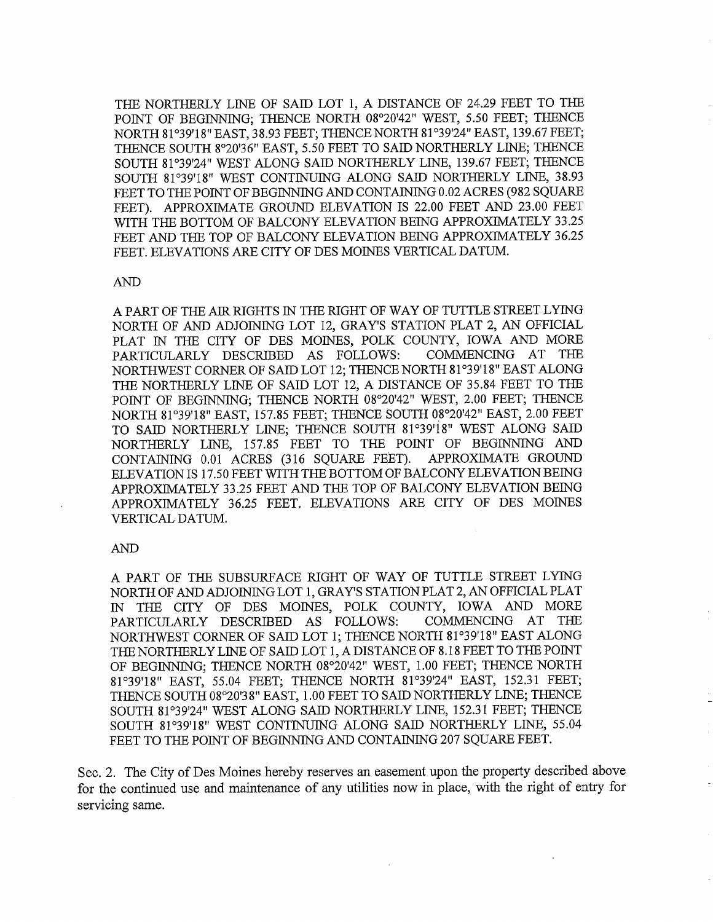THE NORTHERLY LINE OF SAID LOT 1, A DISTANCE OF 24.29 FEET TO THE POINT OF BEGINNING; THENCE NORTH 08°20'42" WEST, 5.50 FEET; THENCE NORTH 81°39'18" EAST, 38.93 FEET; THENCE NORTH 81°39'24" EAST, 139.67 FEET; THENCE SOUTH 8°20'36" EAST, 5.50 FEET TO SAID NORTHERLY LINE; THENCE SOUTH 81°39'24" WEST ALONG SAID NORTHERLY LINE, 139.67 FEET; THENCE SOUTH 81°39'18" WEST CONTINUING ALONG SAID NORTHERLY LINE, 38.93 FEET TO THE POINT OF BEGINNING AND CONTAINING 0.02 ACRES (982 SQUARE FEET). APPROXIMATE GROUND ELEVATION IS 22.00 FEET AND 23.00 FEET WITH THE BOTTOM OF BALCONY ELEVATION BEING APPROXIMATELY 33.25 FEET AND THE TOP OF BALCONY ELEVATION BEING APPROXIMATELY 36.25 FEET. ELEVATIONS ARE CITY OF DES MOINES VERTICAL DATUM.

AND

A PART OF THE AIR RIGHTS IN THE RIGHT OF WAY OF TUTTLE STREET LYING NORTH OF AND ADJOINING LOT 12, GRAY'S STATION PLAT 2, AN OFFICIAL PLAT IN THE CITY OF DES MOINES, POLK COUNTY, IOWA AND MORE PARTICULARLY DESCRIBED AS FOLLOWS: COMMENCING AT THE NORTHWEST CORNER OF SAID LOT 12; THENCE NORTH 81°39'18" EAST ALONG THE NORTHERLY LINE OF SAID LOT 12, A DISTANCE OF 35.84 FEET TO THE POINT OF BEGINNING; THENCE NORTH 08°20'42" WEST, 2.00 FEET; THENCE NORTH 81°39'18" EAST, 157.85 FEET; THENCE SOUTH 08°20'42" EAST, 2.00 FEET TO SAID NORTHERLY LINE; THENCE SOUTH 81°39'18" WEST ALONG SAID NORTHERLY LINE, 157.85 FEET TO THE POINT OF BEGINNING AND CONTAINING 0.01 ACRES (316 SQUARE FEET). APPROXIMATE GROUND ELEVATION IS 17.50 FEET WITH THE BOTTOM OF BALCONY ELEVATION BEING APPROXIMATELY 33.25 FEET AND THE TOP OF BALCONY ELEVATION BEING APPROXIMATELY 36.25 FEET. ELEVATIONS ARE CITY OF DES MOINES VERTICAL DATUM.

AND

A PART OF THE SUBSURFACE RIGHT OF WAY OF TUTTLE STREET LYING NORTH OF AND ADJOINING LOT 1, GRAY'S STATION PLAT 2, AN OFFICIAL PLAT IN THE CITY OF DES MOINES, POLK COUNTY, IOWA AND MORE PARTICULARLY DESCRIBED AS FOLLOWS: COMMENCING AT THE NORTHWEST CORNER OF SAID LOT 1; THENCE NORTH 81°39'18" EAST ALONG THE NORTHERLY LINE OF SAID LOT 1, A DISTANCE OF 8.18 FEET TO THE POINT OF BEGINNING; THENCE NORTH 08°20'42" WEST, 1.00 FEET; THENCE NORTH 81°39'18" EAST, 55.04 FEET; THENCE NORTH 81°39'24" EAST, 152.31 FEET; THENCE SOUTH 08°20'38" EAST, 1.00 FEET TO SAID NORTHERLY LINE; THENCE SOUTH 81°39'24" WEST ALONG SAID NORTHERLY LINE, 152.31 FEET; THENCE SOUTH 81°39'18" WEST CONTINUING ALONG SAID NORTHERLY LINE, 55.04 FEET TO THE POINT OF BEGINNING AND CONTAINING 207 SQUARE FEET.

Sec. 2. The City of Des Moines hereby reserves an easement upon the property described above for the continued use and maintenance of any utilities now in place, with the right of entry for servicing same.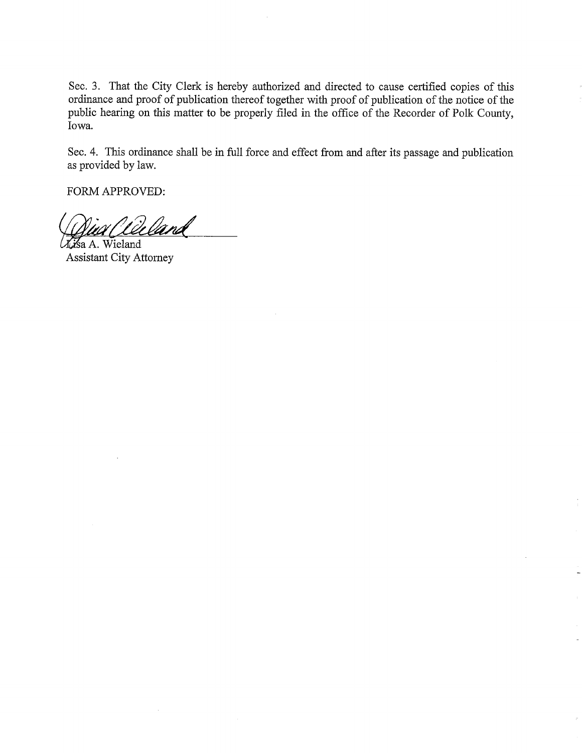Sec. 3. That the City Clerk is hereby authorized and directed to cause certified copies of this ordinance and proof of publication thereof together with proof of publication of the notice of the public hearing on this matter to be properly filed in the office of the Recorder of Polk County, Iowa.

Sec. 4. This ordinance shall be in full force and effect from and after its passage and publication as provided by law.

FORM APPROVED:

Lisa A. Wieland
Assistant City Attorney